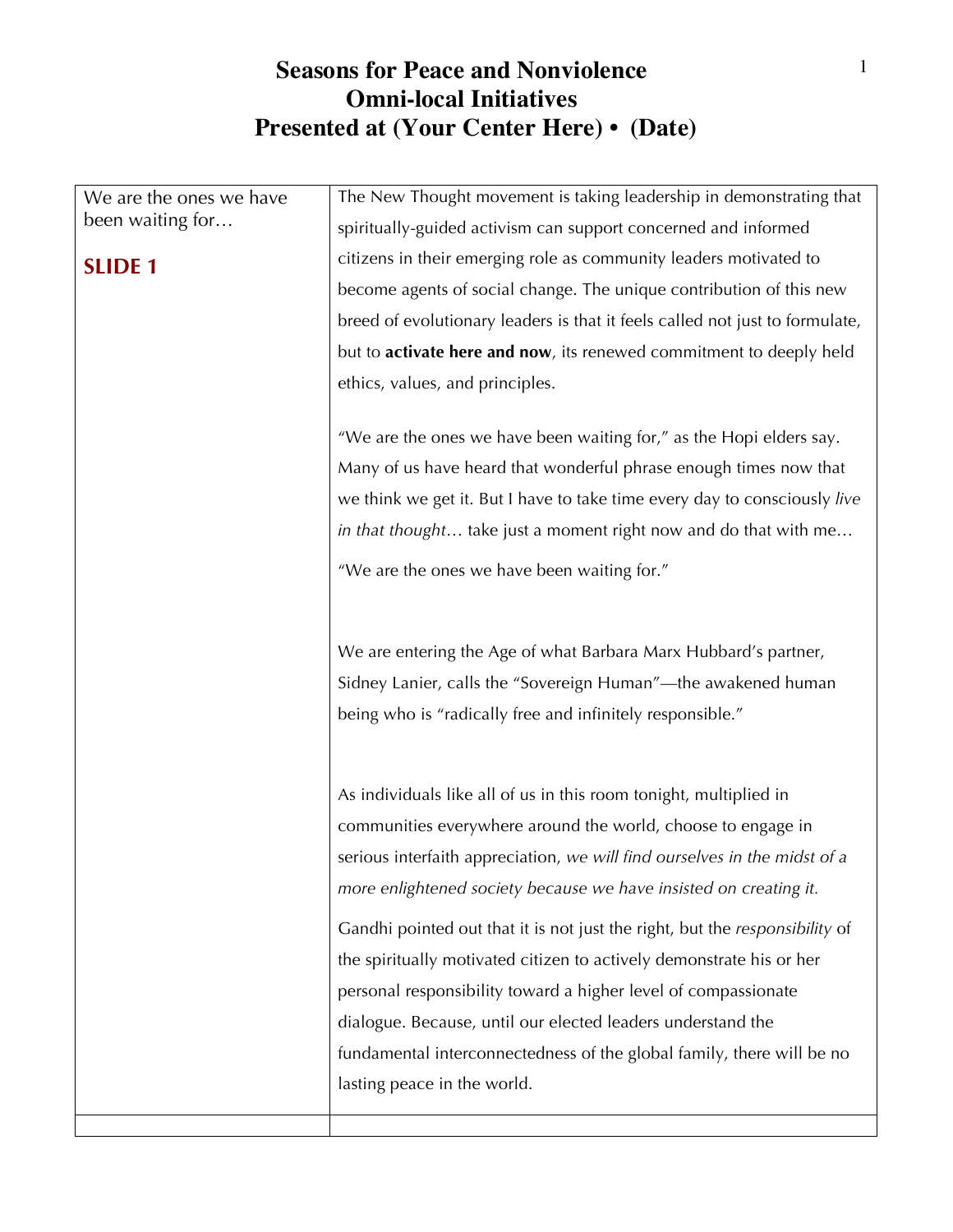# Seasons for Peace and Nonviolence
# Omni-local Initiatives
# Presented at (Your Center Here) • (Date)

| We are the one we have been waiting for… **SLIDE 1** | The New Thought movement is taking leadership in demonstrating that spiritually-guided activism can support concerned and informed citizens in their emerging role as community leaders motivated to become agents of social change. The unique contribution of this new breed of evolutionary leaders is that it feels called not just to formulate, but to **activate here and now**, its renewed commitment to deeply held ethics, values, and principles.<br><br>"We are the ones we have been waiting for," as the Hopi elders say. Many of us have heard that wonderful phrase enough times now that we think we get it. But I have to take time every day to consciously *live in that thought*… take just a moment right now and do that with me…<br><br>"We are the ones we have been waiting for."<br><br>We are entering the Age of what Barbara Marx Hubbard's partner, Sidney Lanier, calls the "Sovereign Human"—the awakened human being who is "radically free and infinitely responsible."<br><br>As individuals like all of us in this room tonight, multiplied in communities everywhere around the world, choose to engage in serious interfaith appreciation, *we will find ourselves in the midst of a more enlightened society because we have insisted on creating it.*<br><br>Gandhi pointed out that it is not just the right, but the *responsibility* of the spiritually motivated citizen to actively demonstrate his or her personal responsibility toward a higher level of compassionate dialogue. Because, until our elected leaders understand the fundamental interconnectedness of the global family, there will be no lasting peace in the world. |
| --- | --- |
| | |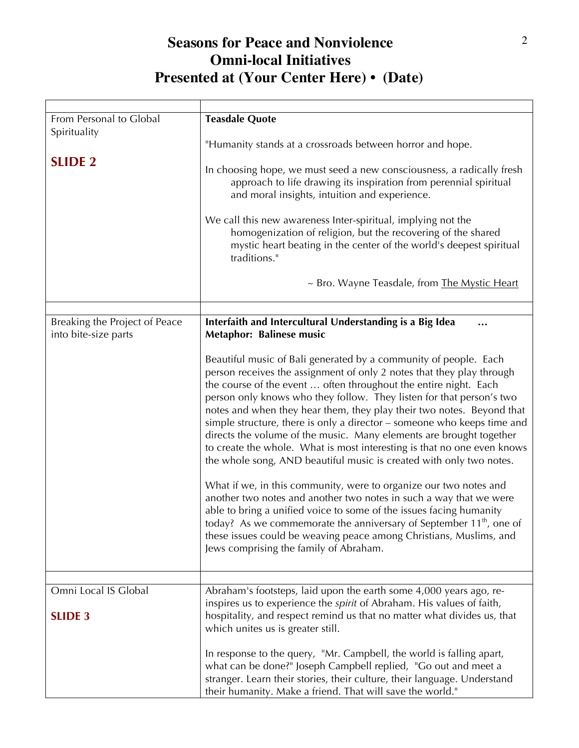# Seasons for Peace and Nonviolence
# Omni-local Initiatives
# Presented at (Your Center Here) • (Date)

| | |
|---|---|
| From Personal to Global Spirituality<br><br>**SLIDE 2** | **Teasdale Quote**<br><br>"Humanity stands at a crossroads between horror and hope.<br><br>In choosing hope, we must seed a new consciousness, a radically fresh approach to life drawing its inspiration from perennial spiritual and moral insights, intuition and experience.<br><br>We call this new awareness Inter-spiritual, implying not the homogenization of religion, but the recovering of the shared mystic heart beating in the center of the world's deepest spiritual traditions."<br><br>~ Bro. Wayne Teasdale, from The Mystic Heart |
| | |
| Breaking the Project of Peace into bite-size parts | **Interfaith and Intercultural Understanding is a Big Idea … Metaphor: Balinese music**<br><br>Beautiful music of Bali generated by a community of people. Each person receives the assignment of only 2 notes that they play through the course of the event … often throughout the entire night. Each person only knows who they follow. They listen for that person's two notes and when they hear them, they play their two notes. Beyond that simple structure, there is only a director – someone who keeps time and directs the volume of the music. Many elements are brought together to create the whole. What is most interesting is that no one even knows the whole song, AND beautiful music is created with only two notes.<br><br>What if we, in this community, were to organize our two notes and another two notes and another two notes in such a way that we were able to bring a unified voice to some of the issues facing humanity today? As we commemorate the anniversary of September 11th, one of these issues could be weaving peace among Christians, Muslims, and Jews comprising the family of Abraham. |
| | |
| Omni Local IS Global<br><br>**SLIDE 3** | Abraham's footsteps, laid upon the earth some 4,000 years ago, re-inspires us to experience the *spirit* of Abraham. His values of faith, hospitality, and respect remind us that no matter what divides us, that which unites us is greater still.<br><br>In response to the query, "Mr. Campbell, the world is falling apart, what can be done?" Joseph Campbell replied, "Go out and meet a stranger. Learn their stories, their culture, their language. Understand their humanity. Make a friend. That will save the world." |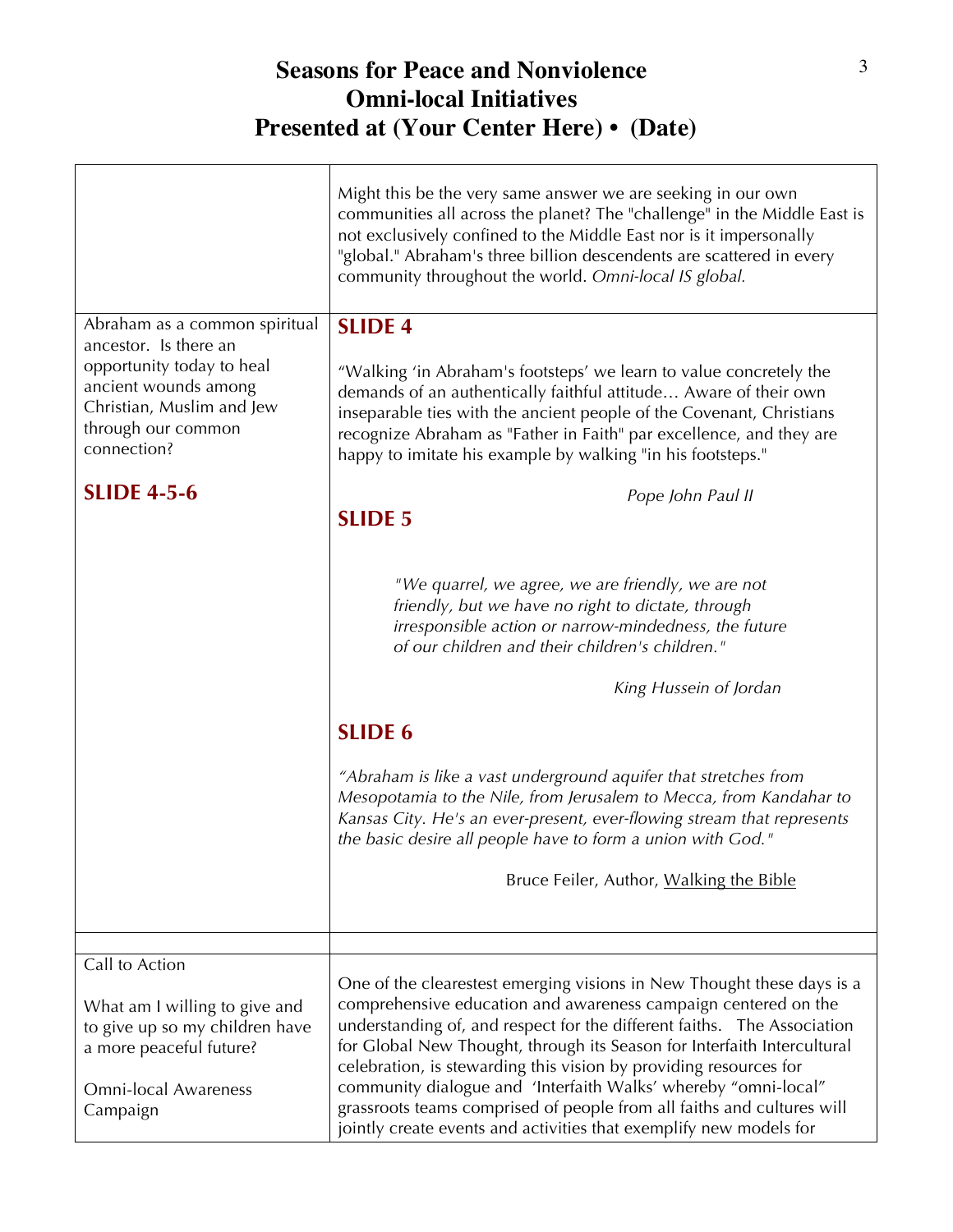# Seasons for Peace and Nonviolence
# Omni-local Initiatives
# Presented at (Your Center Here) • (Date)

| | |
|---|---|
| | Might this be the very same answer we are seeking in our own communities all across the planet? The "challenge" in the Middle East is not exclusively confined to the Middle East nor is it impersonally "global." Abraham's three billion descendents are scattered in every community throughout the world. *Omni-local IS global.* |
| Abraham as a common spiritual ancestor. Is there an opportunity today to heal ancient wounds among Christian, Muslim and Jew through our common connection?<br><br>**SLIDE 4-5-6** | **SLIDE 4**<br><br>"Walking 'in Abraham's footsteps' we learn to value concretely the demands of an authentically faithful attitude… Aware of their own inseparable ties with the ancient people of the Covenant, Christians recognize Abraham as "Father in Faith" par excellence, and they are happy to imitate his example by walking "in his footsteps."<br><br>*Pope John Paul II*<br><br>**SLIDE 5**<br><br>*"We quarrel, we agree, we are friendly, we are not friendly, but we have no right to dictate, through irresponsible action or narrow-mindedness, the future of our children and their children's children."*<br><br>*King Hussein of Jordan*<br><br>**SLIDE 6**<br><br>*"Abraham is like a vast underground aquifer that stretches from Mesopotamia to the Nile, from Jerusalem to Mecca, from Kandahar to Kansas City. He's an ever-present, ever-flowing stream that represents the basic desire all people have to form a union with God."*<br><br>Bruce Feiler, Author, Walking the Bible |
| | |
| Call to Action<br><br>What am I willing to give and to give up so my children have a more peaceful future?<br><br>Omni-local Awareness Campaign | One of the clearestest emerging visions in New Thought these days is a comprehensive education and awareness campaign centered on the understanding of, and respect for the different faiths. The Association for Global New Thought, through its Season for Interfaith Intercultural celebration, is stewarding this vision by providing resources for community dialogue and 'Interfaith Walks' whereby "omni-local" grassroots teams comprised of people from all faiths and cultures will jointly create events and activities that exemplify new models for |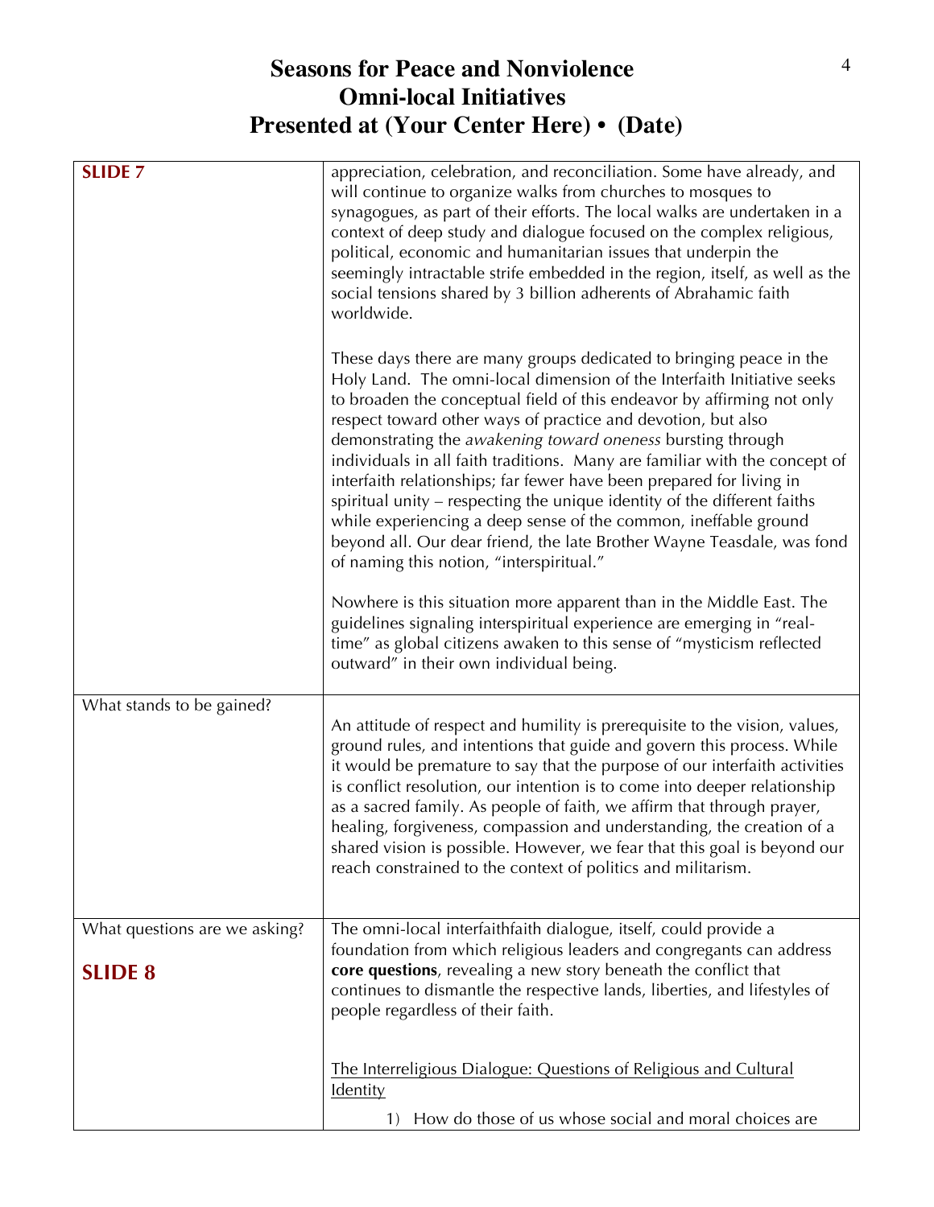| | |
|---|---|
| **SLIDE 7** | appreciation, celebration, and reconciliation. Some have already, and will continue to organize walks from churches to mosques to synagogues, as part of their efforts. The local walks are undertaken in a context of deep study and dialogue focused on the complex religious, political, economic and humanitarian issues that underpin the seemingly intractable strife embedded in the region, itself, as well as the social tensions shared by 3 billion adherents of Abrahamic faith worldwide.<br><br>These days there are many groups dedicated to bringing peace in the Holy Land. The omni-local dimension of the Interfaith Initiative seeks to broaden the conceptual field of this endeavor by affirming not only respect toward other ways of practice and devotion, but also demonstrating the *awakening toward oneness* bursting through individuals in all faith traditions. Many are familiar with the concept of interfaith relationships; far fewer have been prepared for living in spiritual unity – respecting the unique identity of the different faiths while experiencing a deep sense of the common, ineffable ground beyond all. Our dear friend, the late Brother Wayne Teasdale, was fond of naming this notion, "interspiritual."<br><br>Nowhere is this situation more apparent than in the Middle East. The guidelines signaling interspiritual experience are emerging in "real-time" as global citizens awaken to this sense of "mysticism reflected outward" in their own individual being. |
| What stands to be gained? | An attitude of respect and humility is prerequisite to the vision, values, ground rules, and intentions that guide and govern this process. While it would be premature to say that the purpose of our interfaith activities is conflict resolution, our intention is to come into deeper relationship as a sacred family. As people of faith, we affirm that through prayer, healing, forgiveness, compassion and understanding, the creation of a shared vision is possible. However, we fear that this goal is beyond our reach constrained to the context of politics and militarism. |
| What questions are we asking?<br><br>**SLIDE 8** | The omni-local interfaithfaith dialogue, itself, could provide a foundation from which religious leaders and congregants can address **core questions**, revealing a new story beneath the conflict that continues to dismantle the respective lands, liberties, and lifestyles of people regardless of their faith.<br><br><u>The Interreligious Dialogue: Questions of Religious and Cultural Identity</u><br><br>1) How do those of us whose social and moral choices are |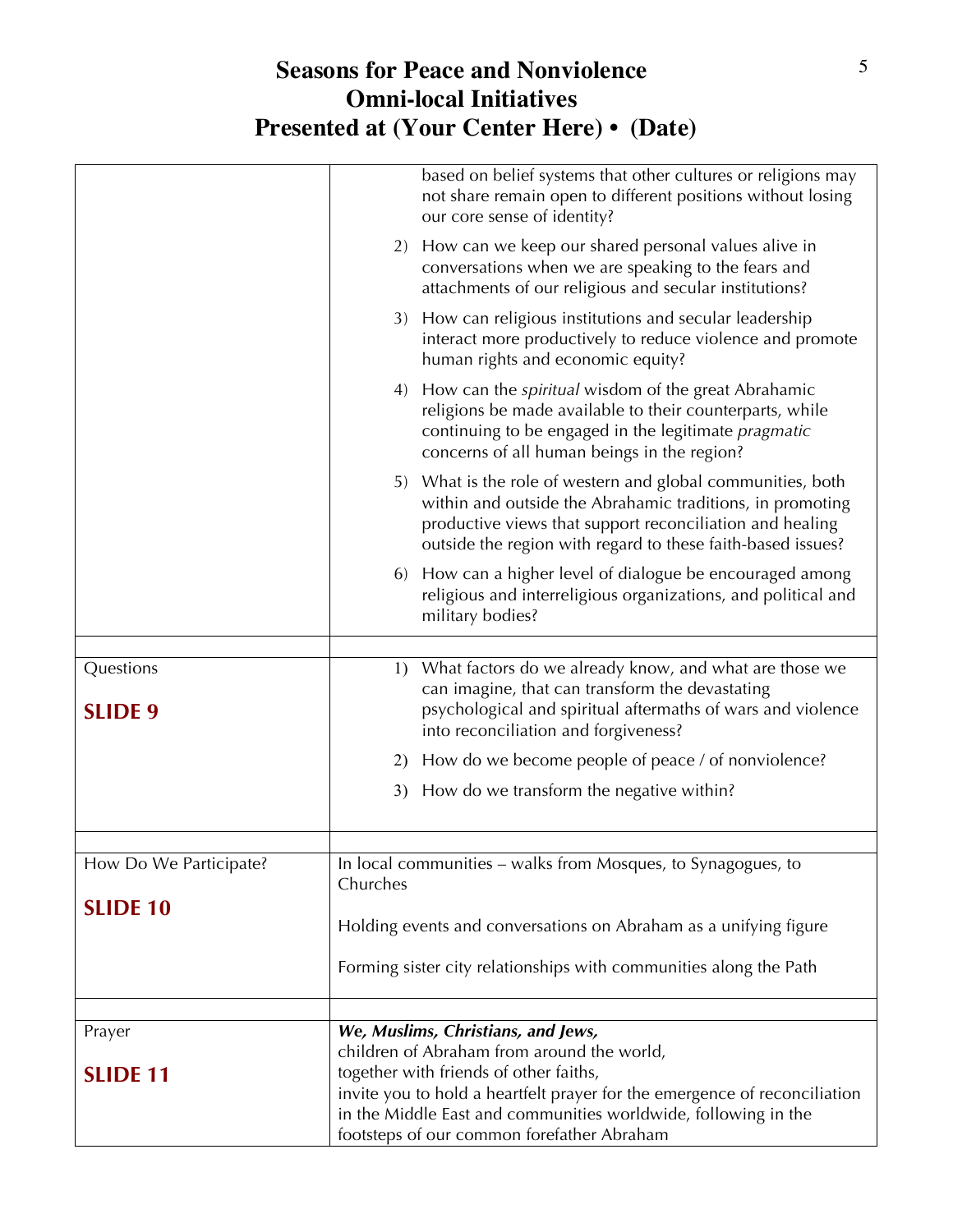# Seasons for Peace and Nonviolence
# Omni-local Initiatives
# Presented at (Your Center Here) • (Date)

| | |
|---|---|
| | based on belief systems that other cultures or religions may not share remain open to different positions without losing our core sense of identity?<br><br>2) How can we keep our shared personal values alive in conversations when we are speaking to the fears and attachments of our religious and secular institutions?<br><br>3) How can religious institutions and secular leadership interact more productively to reduce violence and promote human rights and economic equity?<br><br>4) How can the *spiritual* wisdom of the great Abrahamic religions be made available to their counterparts, while continuing to be engaged in the legitimate *pragmatic* concerns of all human beings in the region?<br><br>5) What is the role of western and global communities, both within and outside the Abrahamic traditions, in promoting productive views that support reconciliation and healing outside the region with regard to these faith-based issues?<br><br>6) How can a higher level of dialogue be encouraged among religious and interreligious organizations, and political and military bodies? |
| | |
| Questions<br><br>**SLIDE 9** | 1) What factors do we already know, and what are those we can imagine, that can transform the devastating psychological and spiritual aftermaths of wars and violence into reconciliation and forgiveness?<br><br>2) How do we become people of peace / of nonviolence?<br><br>3) How do we transform the negative within? |
| | |
| How Do We Participate?<br><br>**SLIDE 10** | In local communities – walks from Mosques, to Synagogues, to Churches<br><br>Holding events and conversations on Abraham as a unifying figure<br><br>Forming sister city relationships with communities along the Path |
| | |
| Prayer<br><br>**SLIDE 11** | ***We, Muslims, Christians, and Jews,***<br>children of Abraham from around the world,<br>together with friends of other faiths,<br>invite you to hold a heartfelt prayer for the emergence of reconciliation in the Middle East and communities worldwide, following in the footsteps of our common forefather Abraham |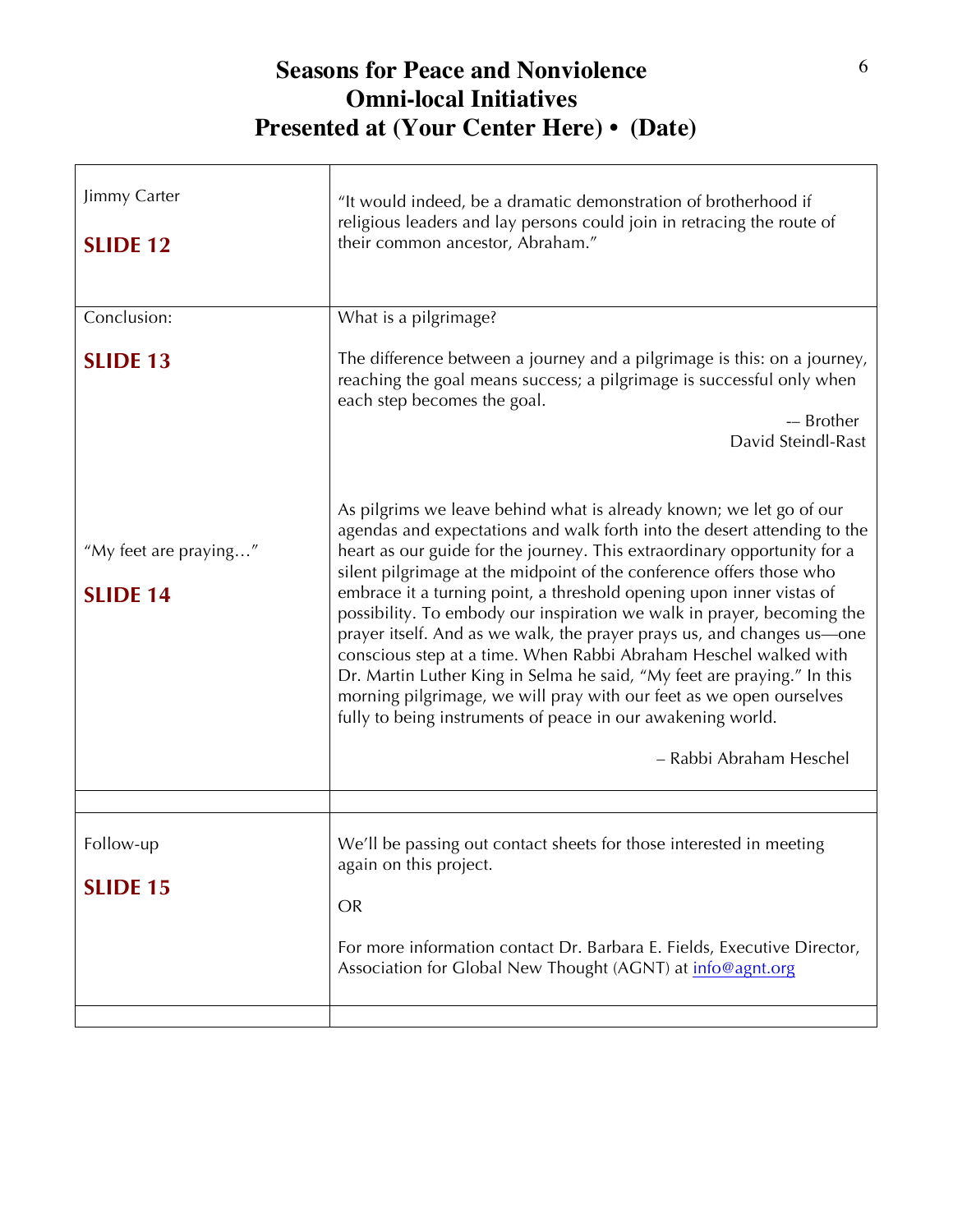# Seasons for Peace and Nonviolence
# Omni-local Initiatives
# Presented at (Your Center Here) • (Date)

| | |
|---|---|
| Jimmy Carter<br><br>**SLIDE 12** | "It would indeed, be a dramatic demonstration of brotherhood if religious leaders and lay persons could join in retracing the route of their common ancestor, Abraham." |
| Conclusion:<br><br>**SLIDE 13**<br><br>"My feet are praying…"<br><br>**SLIDE 14** | What is a pilgrimage?<br><br>The difference between a journey and a pilgrimage is this: on a journey, reaching the goal means success; a pilgrimage is successful only when each step becomes the goal.<br>-- Brother David Steindl-Rast<br><br>As pilgrims we leave behind what is already known; we let go of our agendas and expectations and walk forth into the desert attending to the heart as our guide for the journey. This extraordinary opportunity for a silent pilgrimage at the midpoint of the conference offers those who embrace it a turning point, a threshold opening upon inner vistas of possibility. To embody our inspiration we walk in prayer, becoming the prayer itself. And as we walk, the prayer prays us, and changes us—one conscious step at a time. When Rabbi Abraham Heschel walked with Dr. Martin Luther King in Selma he said, "My feet are praying." In this morning pilgrimage, we will pray with our feet as we open ourselves fully to being instruments of peace in our awakening world.<br><br>– Rabbi Abraham Heschel |
| | |
| Follow-up<br><br>**SLIDE 15** | We'll be passing out contact sheets for those interested in meeting again on this project.<br><br>OR<br><br>For more information contact Dr. Barbara E. Fields, Executive Director, Association for Global New Thought (AGNT) at info@agnt.org |
| | |